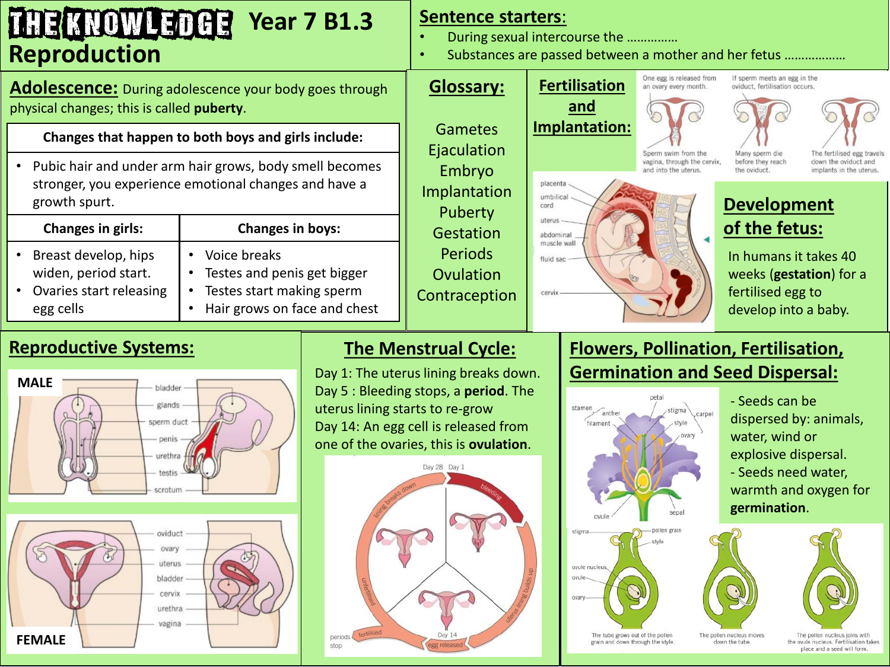# THE KNOWLEDGE Year 7 B1.3 Reproduction

## Sentence starters:

- During sexual intercourse the ……………
- Substances are passed between a mother and her fetus ………………

## Adolescence:

During adolescence your body goes through physical changes; this is called **puberty**.

| Changes that happen to both boys and girls include: | |
|---|---|
| • Pubic hair and under arm hair grows, body smell becomes stronger, you experience emotional changes and have a growth spurt. | |
| **Changes in girls:** | **Changes in boys:** |
| • Breast develop, hips widen, period start.<br>• Ovaries start releasing egg cells | • Voice breaks<br>• Testes and penis get bigger<br>• Testes start making sperm<br>• Hair grows on face and chest |

## Glossary:

Gametes
Ejaculation
Embryo
Implantation
Puberty
Gestation
Periods
Ovulation
Contraception

## Fertilisation and Implantation:

One egg is released from an ovary every month.

If sperm meets an egg in the oviduct, fertilisation occurs.

Sperm swim from the vagina, through the cervix, and into the uterus.

Many sperm die before they reach the oviduct.

The fertilised egg travels down the oviduct and implants in the uterus.

placenta, umbilical cord, uterus, abdominal muscle wall, fluid sac, cervix

## Development of the fetus:

In humans it takes 40 weeks (**gestation**) for a fertilised egg to develop into a baby.

## Reproductive Systems:

**MALE**

bladder, glands, sperm duct, penis, urethra, testis, scrotum

**FEMALE**

oviduct, ovary, uterus, bladder, cervix, urethra, vagina

## The Menstrual Cycle:

Day 1: The uterus lining breaks down.
Day 5 : Bleeding stops, a **period**. The uterus lining starts to re-grow
Day 14: An egg cell is released from one of the ovaries, this is **ovulation**.

Day 28, Day 1, bleeding, uterus lining builds up, Day 14, egg released, fertilised, periods stop, unfertilised, lining breaks down

## Flowers, Pollination, Fertilisation, Germination and Seed Dispersal:

stamen, anther, filament, petal, stigma, carpel, style, ovary, ovule, sepal

- Seeds can be dispersed by: animals, water, wind or explosive dispersal.
- Seeds need water, warmth and oxygen for **germination**.

stigma, pollen grain, style, ovule nucleus, ovule, ovary

The tube grows out of the pollen grain and down through the style.

The pollen nucleus moves down the tube.

The pollen nucleus joins with the ovule nucleus. Fertilisation takes place and a seed will form.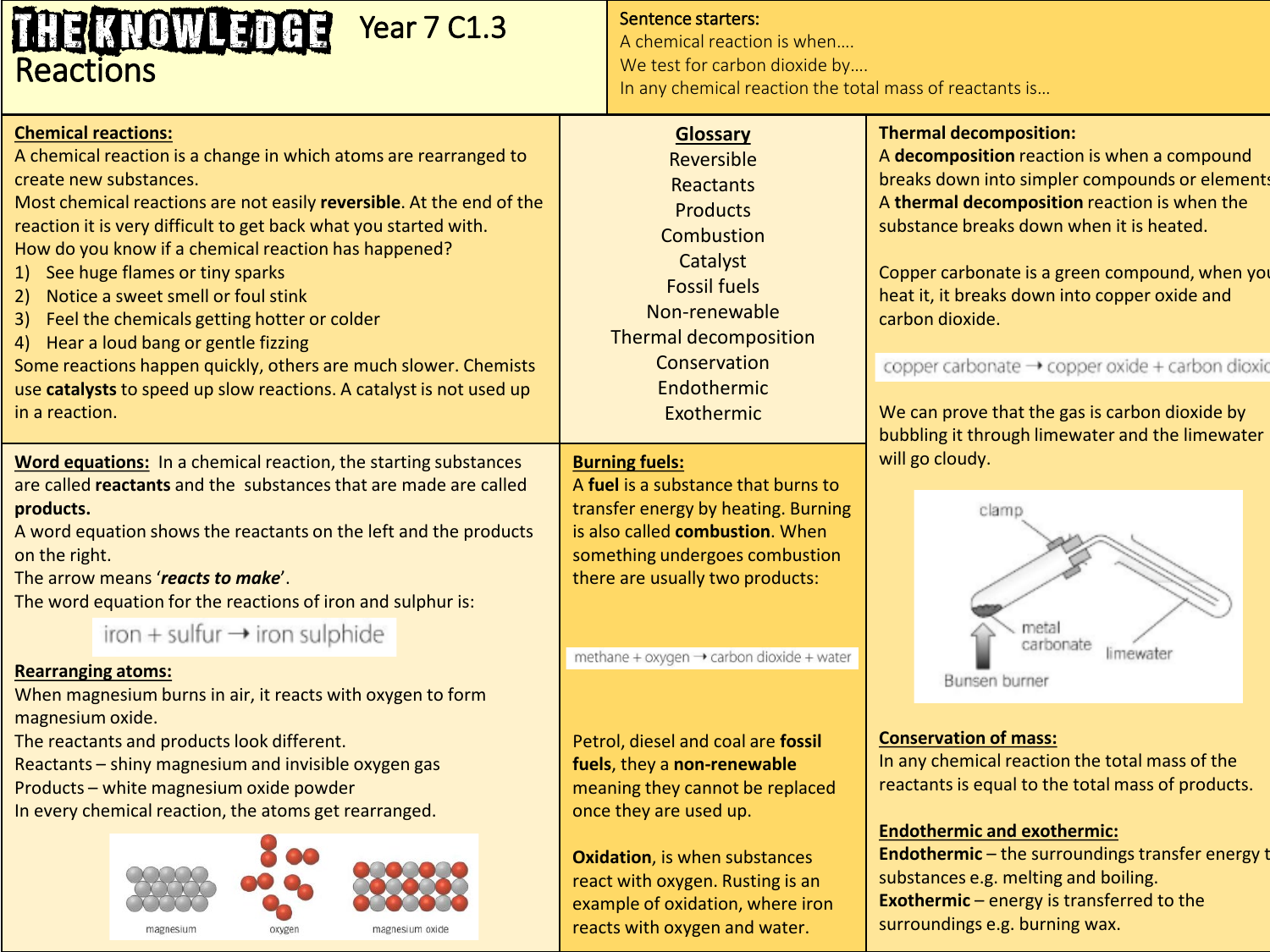# THE KNOWLEDGE Year 7 C1.3 Reactions

**Sentence starters:**
A chemical reaction is when….
We test for carbon dioxide by….
In any chemical reaction the total mass of reactants is…

## Chemical reactions:

A chemical reaction is a change in which atoms are rearranged to create new substances.
Most chemical reactions are not easily **reversible**. At the end of the reaction it is very difficult to get back what you started with.
How do you know if a chemical reaction has happened?

1) See huge flames or tiny sparks
2) Notice a sweet smell or foul stink
3) Feel the chemicals getting hotter or colder
4) Hear a loud bang or gentle fizzing

Some reactions happen quickly, others are much slower. Chemists use **catalysts** to speed up slow reactions. A catalyst is not used up in a reaction.

## Glossary

Reversible
Reactants
Products
Combustion
Catalyst
Fossil fuels
Non-renewable
Thermal decomposition
Conservation
Endothermic
Exothermic

## Thermal decomposition:

A **decomposition** reaction is when a compound breaks down into simpler compounds or elements
A **thermal decomposition** reaction is when the substance breaks down when it is heated.

Copper carbonate is a green compound, when you heat it, it breaks down into copper oxide and carbon dioxide.

copper carbonate → copper oxide + carbon dioxide

We can prove that the gas is carbon dioxide by bubbling it through limewater and the limewater will go cloudy.

clamp, metal carbonate, limewater, Bunsen burner

## Word equations:

In a chemical reaction, the starting substances are called **reactants** and the substances that are made are called **products.**
A word equation shows the reactants on the left and the products on the right.
The arrow means '***reacts to make***'.
The word equation for the reactions of iron and sulphur is:

iron + sulfur → iron sulphide

## Rearranging atoms:

When magnesium burns in air, it reacts with oxygen to form magnesium oxide.
The reactants and products look different.
Reactants – shiny magnesium and invisible oxygen gas
Products – white magnesium oxide powder
In every chemical reaction, the atoms get rearranged.

magnesium, oxygen, magnesium oxide

## Burning fuels:

A **fuel** is a substance that burns to transfer energy by heating. Burning is also called **combustion**. When something undergoes combustion there are usually two products:

methane + oxygen → carbon dioxide + water

Petrol, diesel and coal are **fossil fuels**, they a **non-renewable** meaning they cannot be replaced once they are used up.

**Oxidation**, is when substances react with oxygen. Rusting is an example of oxidation, where iron reacts with oxygen and water.

## Conservation of mass:

In any chemical reaction the total mass of the reactants is equal to the total mass of products.

## Endothermic and exothermic:

**Endothermic** – the surroundings transfer energy t substances e.g. melting and boiling.
**Exothermic** – energy is transferred to the surroundings e.g. burning wax.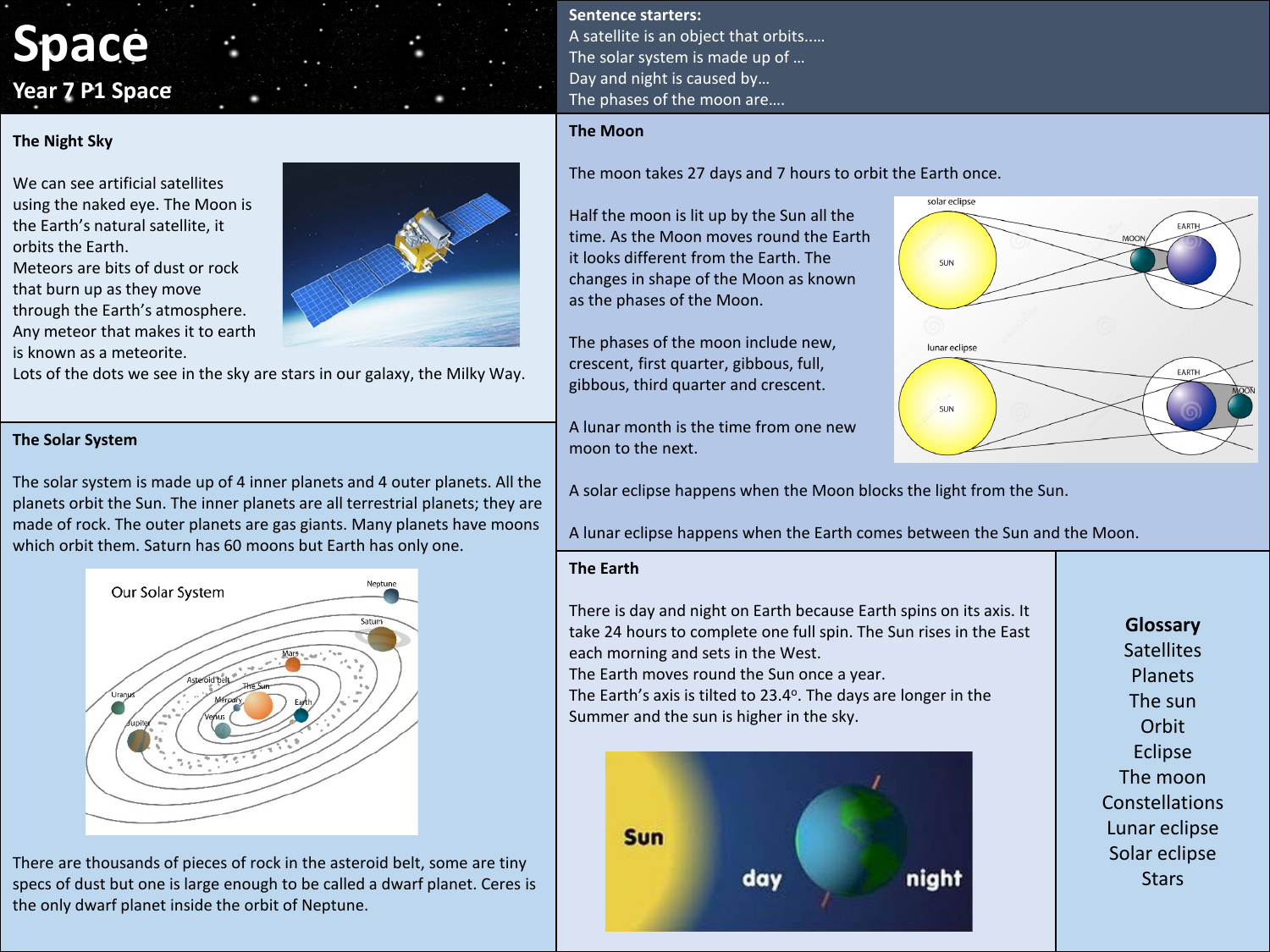# Space

## Year 7 P1 Space

**Sentence starters:**

A satellite is an object that orbits.....
The solar system is made up of …
Day and night is caused by…
The phases of the moon are….

### The Night Sky

We can see artificial satellites using the naked eye. The Moon is the Earth's natural satellite, it orbits the Earth.
Meteors are bits of dust or rock that burn up as they move through the Earth's atmosphere. Any meteor that makes it to earth is known as a meteorite.
Lots of the dots we see in the sky are stars in our galaxy, the Milky Way.

### The Solar System

The solar system is made up of 4 inner planets and 4 outer planets. All the planets orbit the Sun. The inner planets are all terrestrial planets; they are made of rock. The outer planets are gas giants. Many planets have moons which orbit them. Saturn has 60 moons but Earth has only one.

There are thousands of pieces of rock in the asteroid belt, some are tiny specs of dust but one is large enough to be called a dwarf planet. Ceres is the only dwarf planet inside the orbit of Neptune.

### The Moon

The moon takes 27 days and 7 hours to orbit the Earth once.

Half the moon is lit up by the Sun all the time. As the Moon moves round the Earth it looks different from the Earth. The changes in shape of the Moon as known as the phases of the Moon.

The phases of the moon include new, crescent, first quarter, gibbous, full, gibbous, third quarter and crescent.

A lunar month is the time from one new moon to the next.

A solar eclipse happens when the Moon blocks the light from the Sun.

A lunar eclipse happens when the Earth comes between the Sun and the Moon.

### The Earth

There is day and night on Earth because Earth spins on its axis. It take 24 hours to complete one full spin. The Sun rises in the East each morning and sets in the West.
The Earth moves round the Sun once a year.
The Earth's axis is tilted to 23.4$^{o}$. The days are longer in the Summer and the sun is higher in the sky.

**Glossary**

Satellites
Planets
The sun
Orbit
Eclipse
The moon
Constellations
Lunar eclipse
Solar eclipse
Stars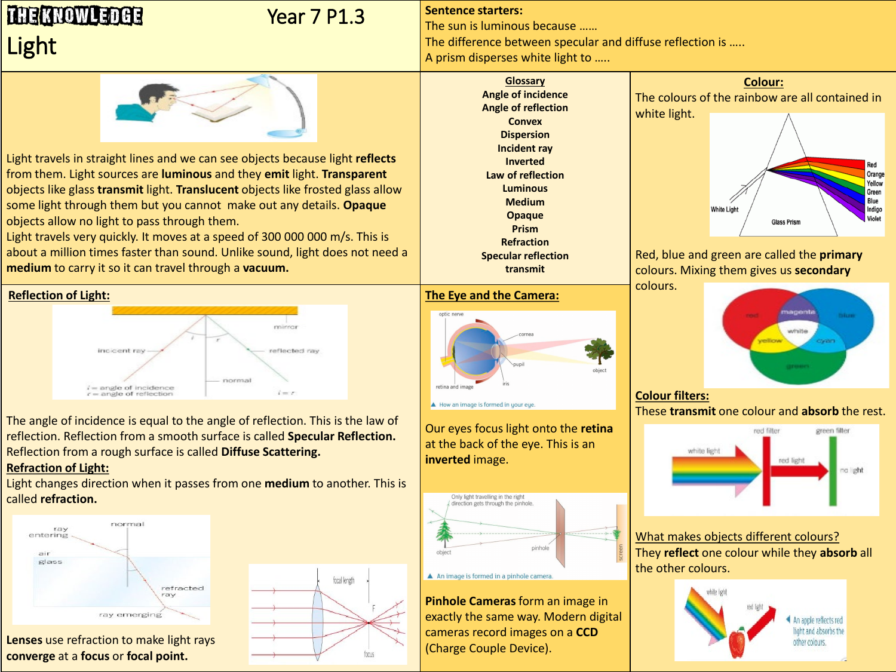# THE KNOWLEDGE

# Light

Year 7 P1.3

**Sentence starters:**

The sun is luminous because ……

The difference between specular and diffuse reflection is …..

A prism disperses white light to …..

Light travels in straight lines and we can see objects because light **reflects** from them. Light sources are **luminous** and they **emit** light. **Transparent** objects like glass **transmit** light. **Translucent** objects like frosted glass allow some light through them but you cannot make out any details. **Opaque** objects allow no light to pass through them.

Light travels very quickly. It moves at a speed of 300 000 000 m/s. This is about a million times faster than sound. Unlike sound, light does not need a **medium** to carry it so it can travel through a **vacuum.**

**Glossary**

**Angle of incidence**
**Angle of reflection**
**Convex**
**Dispersion**
**Incident ray**
**Inverted**
**Law of reflection**
**Luminous**
**Medium**
**Opaque**
**Prism**
**Refraction**
**Specular reflection**
**transmit**

## Colour:

The colours of the rainbow are all contained in white light.

White Light
Glass Prism
Red
Orange
Yellow
Green
Blue
Indigo
Violet

Red, blue and green are called the **primary** colours. Mixing them gives us **secondary** colours.

red
magenta
blue
white
yellow
cyan
green

## Reflection of Light:

mirror
incident ray
reflected ray
normal
i = angle of incidence
r = angle of reflection
i = r

The angle of incidence is equal to the angle of reflection. This is the law of reflection. Reflection from a smooth surface is called **Specular Reflection.** Reflection from a rough surface is called **Diffuse Scattering.**

## Refraction of Light:

Light changes direction when it passes from one **medium** to another. This is called **refraction.**

normal
ray entering
air
glass
refracted ray
ray emerging

**Lenses** use refraction to make light rays **converge** at a **focus** or **focal point.**

focal length
F
focus

## The Eye and the Camera:

optic nerve
cornea
pupil
object
iris
retina and image

How an image is formed in your eye.

Our eyes focus light onto the **retina** at the back of the eye. This is an **inverted** image.

Only light travelling in the right direction gets through the pinhole.
object
pinhole
screen

An image is formed in a pinhole camera.

**Pinhole Cameras** form an image in exactly the same way. Modern digital cameras record images on a **CCD** (Charge Couple Device).

## Colour filters:

These **transmit** one colour and **absorb** the rest.

red filter
green filter
white light
red light
no light

## What makes objects different colours?

They **reflect** one colour while they **absorb** all the other colours.

white light
red light
An apple reflects red light and absorbs the other colours.